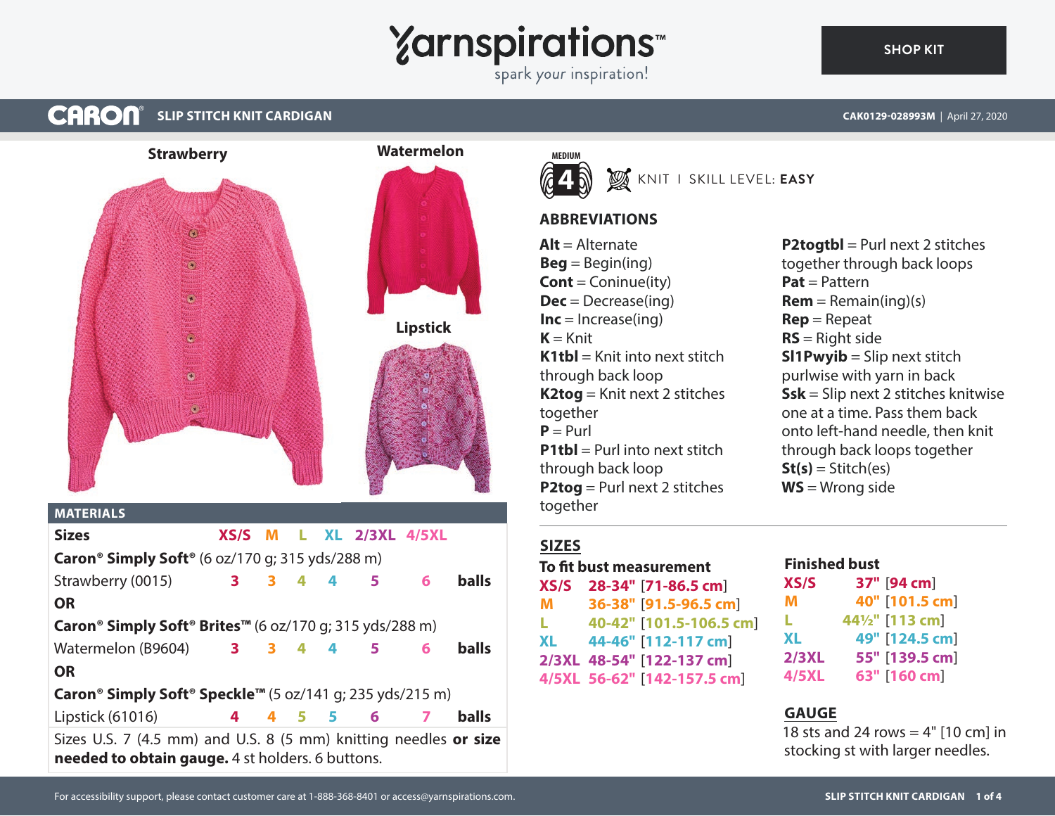# SLIP STITCH KNIT CARDIGAN

CARON

CAK0129-028993M | April 27, 2020

Strawberry

Watermelon

Lipstick

MEDIUM 4

KNIT | SKILL LEVEL: **EASY**

## ABBREVIATIONS

**Alt** = Alternate
**Beg** = Begin(ing)
**Cont** = Coninue(ity)
**Dec** = Decrease(ing)
**Inc** = Increase(ing)
**K** = Knit
**K1tbl** = Knit into next stitch through back loop
**K2tog** = Knit next 2 stitches together
**P** = Purl
**P1tbl** = Purl into next stitch through back loop
**P2tog** = Purl next 2 stitches together
**P2togtbl** = Purl next 2 stitches together through back loops
**Pat** = Pattern
**Rem** = Remain(ing)(s)
**Rep** = Repeat
**RS** = Right side
**Sl1Pwyib** = Slip next stitch purlwise with yarn in back
**Ssk** = Slip next 2 stitches knitwise one at a time. Pass them back onto left-hand needle, then knit through back loops together
**St(s)** = Stitch(es)
**WS** = Wrong side

## MATERIALS

| Sizes | XS/S | M | L | XL | 2/3XL | 4/5XL | |
|---|---|---|---|---|---|---|---|
| **Caron® Simply Soft®** (6 oz/170 g; 315 yds/288 m) | | | | | | | |
| Strawberry (0015) | 3 | 3 | 4 | 4 | 5 | 6 | **balls** |
| **OR** | | | | | | | |
| **Caron® Simply Soft® Brites™** (6 oz/170 g; 315 yds/288 m) | | | | | | | |
| Watermelon (B9604) | 3 | 3 | 4 | 4 | 5 | 6 | **balls** |
| **OR** | | | | | | | |
| **Caron® Simply Soft® Speckle™** (5 oz/141 g; 235 yds/215 m) | | | | | | | |
| Lipstick (61016) | 4 | 4 | 5 | 5 | 6 | 7 | **balls** |

Sizes U.S. 7 (4.5 mm) and U.S. 8 (5 mm) knitting needles **or size needed to obtain gauge.** 4 st holders. 6 buttons.

## SIZES

**To fit bust measurement**

| Size | Measurement |
|---|---|
| XS/S | 28-34" [71-86.5 cm] |
| M | 36-38" [91.5-96.5 cm] |
| L | 40-42" [101.5-106.5 cm] |
| XL | 44-46" [112-117 cm] |
| 2/3XL | 48-54" [122-137 cm] |
| 4/5XL | 56-62" [142-157.5 cm] |

**Finished bust**

| Size | Measurement |
|---|---|
| XS/S | 37" [94 cm] |
| M | 40" [101.5 cm] |
| L | 44½" [113 cm] |
| XL | 49" [124.5 cm] |
| 2/3XL | 55" [139.5 cm] |
| 4/5XL | 63" [160 cm] |

## GAUGE

18 sts and 24 rows = 4" [10 cm] in stocking st with larger needles.

For accessibility support, please contact customer care at 1-888-368-8401 or access@yarnspirations.com.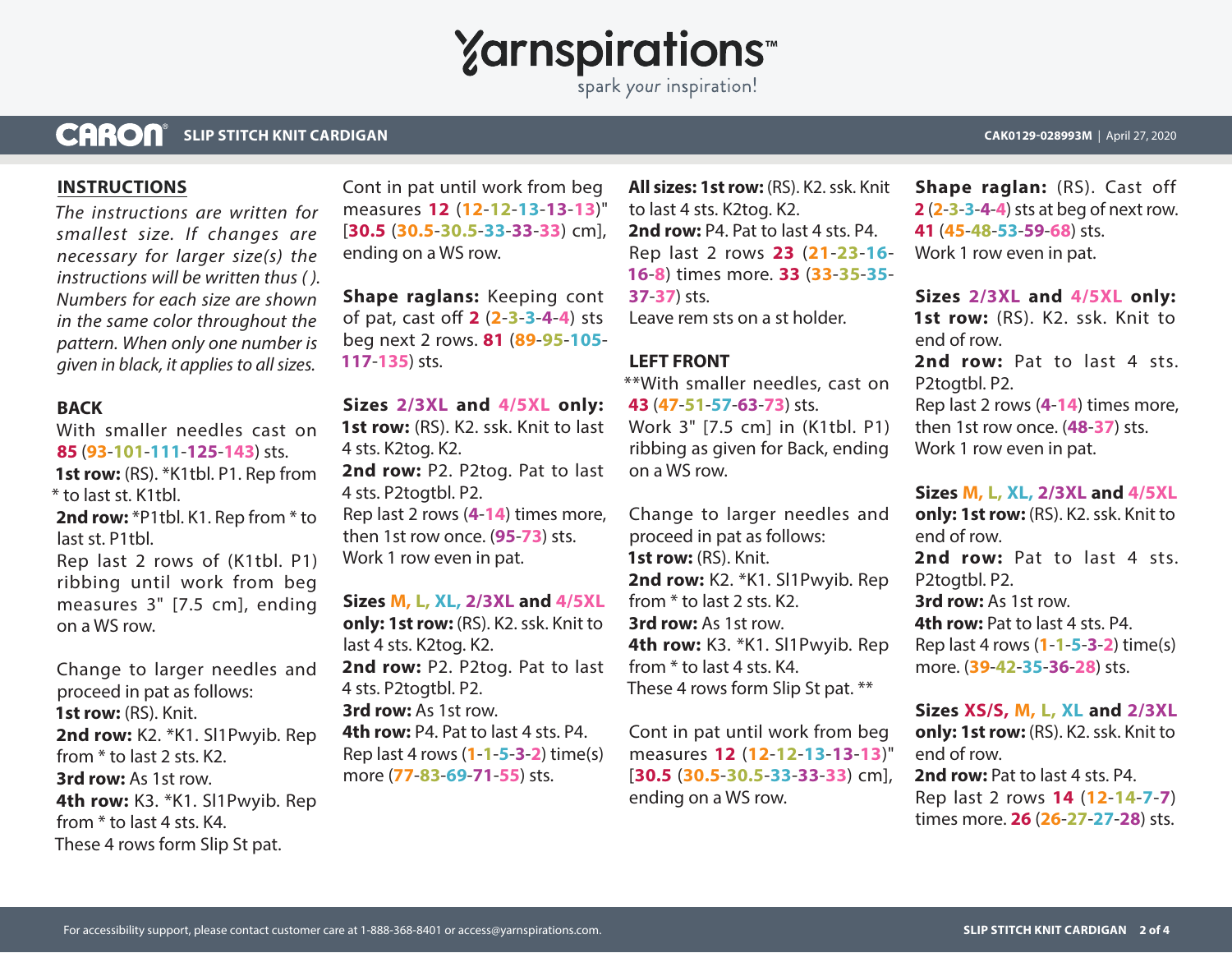## INSTRUCTIONS

*The instructions are written for smallest size. If changes are necessary for larger size(s) the instructions will be written thus ( ). Numbers for each size are shown in the same color throughout the pattern. When only one number is given in black, it applies to all sizes.*

### BACK

With smaller needles cast on **85** (**93**-**101**-**111**-**125**-**143**) sts.

**1st row:** (RS). *K1tbl. P1. Rep from * to last st. K1tbl.

**2nd row:** *P1tbl. K1. Rep from * to last st. P1tbl.

Rep last 2 rows of (K1tbl. P1) ribbing until work from beg measures 3" [7.5 cm], ending on a WS row.

Change to larger needles and proceed in pat as follows:

**1st row:** (RS). Knit.

**2nd row:** K2. *K1. Sl1Pwyib. Rep from * to last 2 sts. K2.

**3rd row:** As 1st row.

**4th row:** K3. *K1. Sl1Pwyib. Rep from * to last 4 sts. K4.

These 4 rows form Slip St pat.

Cont in pat until work from beg measures **12** (**12**-**12**-**13**-**13**-**13**)" [**30.5** (**30.5**-**30.5**-**33**-**33**-**33**) cm], ending on a WS row.

**Shape raglans:** Keeping cont of pat, cast off **2** (**2**-**3**-**3**-**4**-**4**) sts beg next 2 rows. **81** (**89**-**95**-**105**-**117**-**135**) sts.

**Sizes 2/3XL and 4/5XL only:** **1st row:** (RS). K2. ssk. Knit to last 4 sts. K2tog. K2.

**2nd row:** P2. P2tog. Pat to last 4 sts. P2togtbl. P2.

Rep last 2 rows (**4**-**14**) times more, then 1st row once. (**95**-**73**) sts.

Work 1 row even in pat.

**Sizes M, L, XL, 2/3XL and 4/5XL only: 1st row:** (RS). K2. ssk. Knit to last 4 sts. K2tog. K2.

**2nd row:** P2. P2tog. Pat to last 4 sts. P2togtbl. P2.

**3rd row:** As 1st row.

**4th row:** P4. Pat to last 4 sts. P4.

Rep last 4 rows (**1**-**1**-**5**-**3**-**2**) time(s) more (**77**-**83**-**69**-**71**-**55**) sts.

**All sizes: 1st row:** (RS). K2. ssk. Knit to last 4 sts. K2tog. K2.

**2nd row:** P4. Pat to last 4 sts. P4.

Rep last 2 rows **23** (**21**-**23**-**16**-**16**-**8**) times more. **33** (**33**-**35**-**35**-**37**-**37**) sts.

Leave rem sts on a st holder.

### LEFT FRONT

**With smaller needles, cast on **43** (**47**-**51**-**57**-**63**-**73**) sts.

Work 3" [7.5 cm] in (K1tbl. P1) ribbing as given for Back, ending on a WS row.

Change to larger needles and proceed in pat as follows:

**1st row:** (RS). Knit.

**2nd row:** K2. *K1. Sl1Pwyib. Rep from * to last 2 sts. K2.

**3rd row:** As 1st row.

**4th row:** K3. *K1. Sl1Pwyib. Rep from * to last 4 sts. K4.

These 4 rows form Slip St pat. **

Cont in pat until work from beg measures **12** (**12**-**12**-**13**-**13**-**13**)" [**30.5** (**30.5**-**30.5**-**33**-**33**-**33**) cm], ending on a WS row.

**Shape raglan:** (RS). Cast off **2** (**2**-**3**-**3**-**4**-**4**) sts at beg of next row. **41** (**45**-**48**-**53**-**59**-**68**) sts.

Work 1 row even in pat.

**Sizes 2/3XL and 4/5XL only:** **1st row:** (RS). K2. ssk. Knit to end of row.

**2nd row:** Pat to last 4 sts. P2togtbl. P2.

Rep last 2 rows (**4**-**14**) times more, then 1st row once. (**48**-**37**) sts.

Work 1 row even in pat.

**Sizes M, L, XL, 2/3XL and 4/5XL only: 1st row:** (RS). K2. ssk. Knit to end of row.

**2nd row:** Pat to last 4 sts. P2togtbl. P2.

**3rd row:** As 1st row.

**4th row:** Pat to last 4 sts. P4.

Rep last 4 rows (**1**-**1**-**5**-**3**-**2**) time(s) more. (**39**-**42**-**35**-**36**-**28**) sts.

**Sizes XS/S, M, L, XL and 2/3XL only: 1st row:** (RS). K2. ssk. Knit to end of row.

**2nd row:** Pat to last 4 sts. P4.

Rep last 2 rows **14** (**12**-**14**-**7**-**7**) times more. **26** (**26**-**27**-**27**-**28**) sts.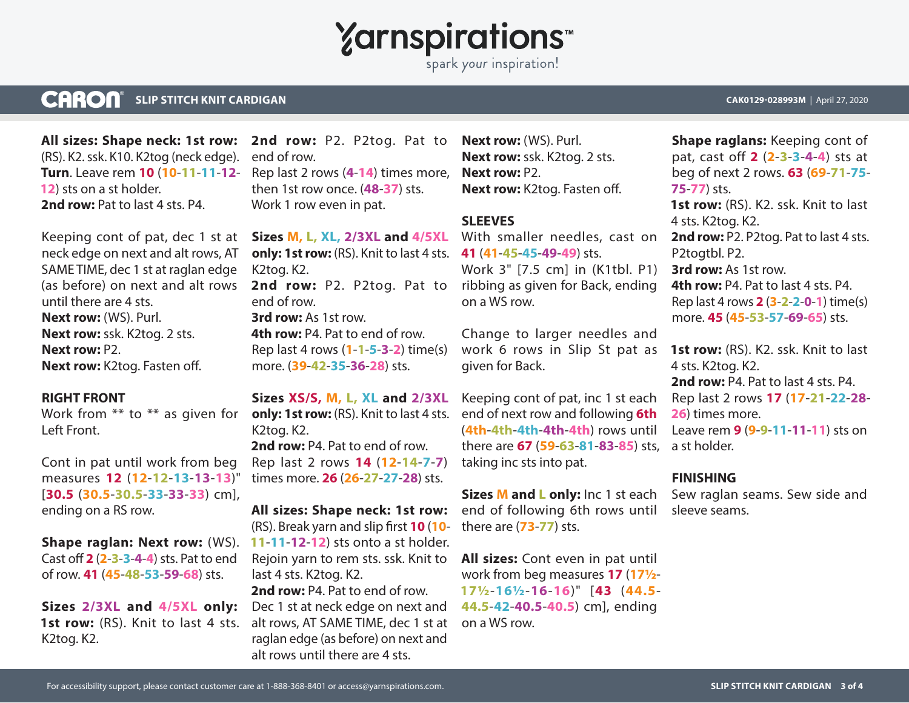**All sizes: Shape neck: 1st row:** (RS). K2. ssk. K10. K2tog (neck edge). **Turn**. Leave rem **10** (**10**-**11**-**11**-**12**-**12**) sts on a st holder.

**2nd row:** Pat to last 4 sts. P4.

Keeping cont of pat, dec 1 st at neck edge on next and alt rows, AT SAME TIME, dec 1 st at raglan edge (as before) on next and alt rows until there are 4 sts.

**Next row:** (WS). Purl.

**Next row:** ssk. K2tog. 2 sts.

**Next row:** P2.

**Next row:** K2tog. Fasten off.

## RIGHT FRONT

Work from ** to ** as given for Left Front.

Cont in pat until work from beg measures **12** (**12**-**12**-**13**-**13**-**13**)" [**30.5** (**30.5**-**30.5**-**33**-**33**-**33**) cm], ending on a RS row.

**Shape raglan: Next row:** (WS). Cast off **2** (**2**-**3**-**3**-**4**-**4**) sts. Pat to end of row. **41** (**45**-**48**-**53**-**59**-**68**) sts.

**Sizes 2/3XL and 4/5XL only: 1st row:** (RS). Knit to last 4 sts. K2tog. K2.

**2nd row:** P2. P2tog. Pat to end of row.

Rep last 2 rows (**4**-**14**) times more, then 1st row once. (**48**-**37**) sts.

Work 1 row even in pat.

**Sizes M, L, XL, 2/3XL and 4/5XL only: 1st row:** (RS). Knit to last 4 sts. K2tog. K2.

**2nd row:** P2. P2tog. Pat to end of row.

**3rd row:** As 1st row.

**4th row:** P4. Pat to end of row.

Rep last 4 rows (**1**-**1**-**5**-**3**-**2**) time(s) more. (**39**-**42**-**35**-**36**-**28**) sts.

**Sizes XS/S, M, L, XL and 2/3XL only: 1st row:** (RS). Knit to last 4 sts. K2tog. K2.

**2nd row:** P4. Pat to end of row.

Rep last 2 rows **14** (**12**-**14**-**7**-**7**) times more. **26** (**26**-**27**-**27**-**28**) sts.

**All sizes: Shape neck: 1st row:** (RS). Break yarn and slip first **10** (**10**-**11**-**11**-**12**-**12**) sts onto a st holder. Rejoin yarn to rem sts. ssk. Knit to last 4 sts. K2tog. K2.

**2nd row:** P4. Pat to end of row.

Dec 1 st at neck edge on next and alt rows, AT SAME TIME, dec 1 st at raglan edge (as before) on next and alt rows until there are 4 sts.

**Next row:** (WS). Purl.

**Next row:** ssk. K2tog. 2 sts.

**Next row:** P2.

**Next row:** K2tog. Fasten off.

## SLEEVES

With smaller needles, cast on **41** (**41**-**45**-**45**-**49**-**49**) sts.

Work 3" [7.5 cm] in (K1tbl. P1) ribbing as given for Back, ending on a WS row.

Change to larger needles and work 6 rows in Slip St pat as given for Back.

Keeping cont of pat, inc 1 st each end of next row and following **6th** (**4th**-**4th**-**4th**-**4th**-**4th**) rows until there are **67** (**59**-**63**-**81**-**83**-**85**) sts, taking inc sts into pat.

**Sizes M and L only:** Inc 1 st each end of following 6th rows until there are (**73**-**77**) sts.

**All sizes:** Cont even in pat until work from beg measures **17** (**17½**-**17½**-**16½**-**16**-**16**)" [**43** (**44.5**-**44.5**-**42**-**40.5**-**40.5**) cm], ending on a WS row.

**Shape raglans:** Keeping cont of pat, cast off **2** (**2**-**3**-**3**-**4**-**4**) sts at beg of next 2 rows. **63** (**69**-**71**-**75**-**75**-**77**) sts.

**1st row:** (RS). K2. ssk. Knit to last 4 sts. K2tog. K2.

**2nd row:** P2. P2tog. Pat to last 4 sts. P2togtbl. P2.

**3rd row:** As 1st row.

**4th row:** P4. Pat to last 4 sts. P4.

Rep last 4 rows **2** (**3**-**2**-**2**-**0**-**1**) time(s) more. **45** (**45**-**53**-**57**-**69**-**65**) sts.

**1st row:** (RS). K2. ssk. Knit to last 4 sts. K2tog. K2.

**2nd row:** P4. Pat to last 4 sts. P4.

Rep last 2 rows **17** (**17**-**21**-**22**-**28**-**26**) times more.

Leave rem **9** (**9**-**9**-**11**-**11**-**11**) sts on a st holder.

## FINISHING

Sew raglan seams. Sew side and sleeve seams.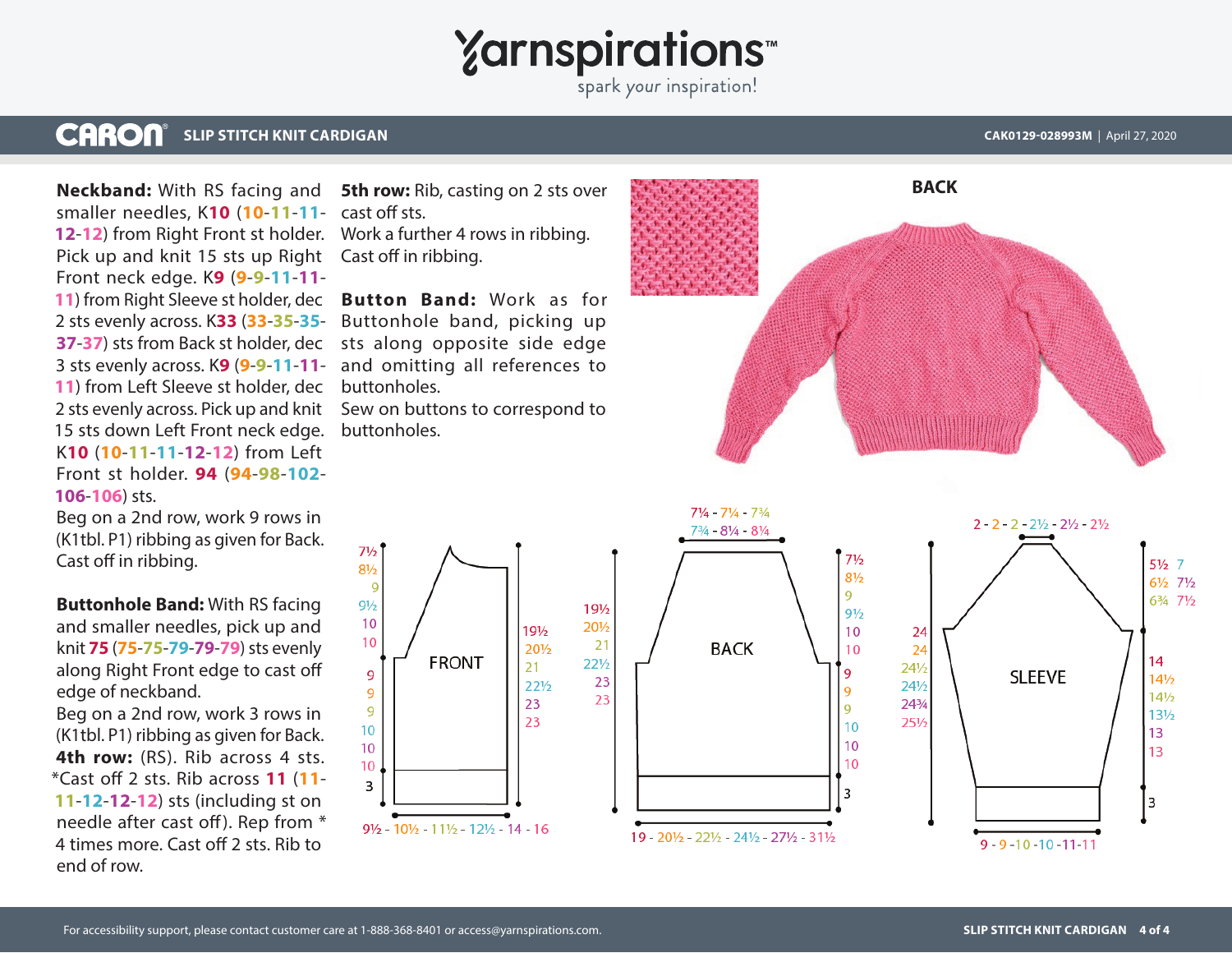**Neckband:** With RS facing and smaller needles, K**10** (**10**-**11**-**11**-**12**-**12**) from Right Front st holder. Pick up and knit 15 sts up Right Front neck edge. K**9** (**9**-**9**-**11**-**11**-**11**) from Right Sleeve st holder, dec 2 sts evenly across. K**33** (**33**-**35**-**35**-**37**-**37**) sts from Back st holder, dec 3 sts evenly across. K**9** (**9**-**9**-**11**-**11**-**11**) from Left Sleeve st holder, dec 2 sts evenly across. Pick up and knit 15 sts down Left Front neck edge. K**10** (**10**-**11**-**11**-**12**-**12**) from Left Front st holder. **94** (**94**-**98**-**102**-**106**-**106**) sts.

Beg on a 2nd row, work 9 rows in (K1tbl. P1) ribbing as given for Back. Cast off in ribbing.

**Buttonhole Band:** With RS facing and smaller needles, pick up and knit **75** (**75**-**75**-**79**-**79**-**79**) sts evenly along Right Front edge to cast off edge of neckband.

Beg on a 2nd row, work 3 rows in (K1tbl. P1) ribbing as given for Back.

**4th row:** (RS). Rib across 4 sts. *Cast off 2 sts. Rib across **11** (**11**-**11**-**12**-**12**-**12**) sts (including st on needle after cast off). Rep from * 4 times more. Cast off 2 sts. Rib to end of row.

**5th row:** Rib, casting on 2 sts over cast off sts.

Work a further 4 rows in ribbing. Cast off in ribbing.

**Button Band:** Work as for Buttonhole band, picking up sts along opposite side edge and omitting all references to buttonholes.

Sew on buttons to correspond to buttonholes.

BACK

FRONT
7½ 8½ 9 9½ 10 10
9 9 9 10 10 10
3
19½ 20½ 21 22½ 23 23
9½ - 10½ - 11½ - 12½ - 14 - 16

BACK
7¼ - 7¼ - 7¾
7¾ - 8¼ - 8¼
19½ 20½ 21 22½ 23 23
7½ 8½ 9 9½ 10 10
9 9 9 10 10 10
3
19 - 20½ - 22½ - 24½ - 27½ - 31½

SLEEVE
2 - 2 - 2 - 2½ - 2½ - 2½
24 24 24½ 24½ 24¾ 25½
5½ 6½ 6¾ 7 7½ 7½
14 14½ 14½ 13½ 13 13
3
9 - 9 - 10 - 10 - 11 - 11